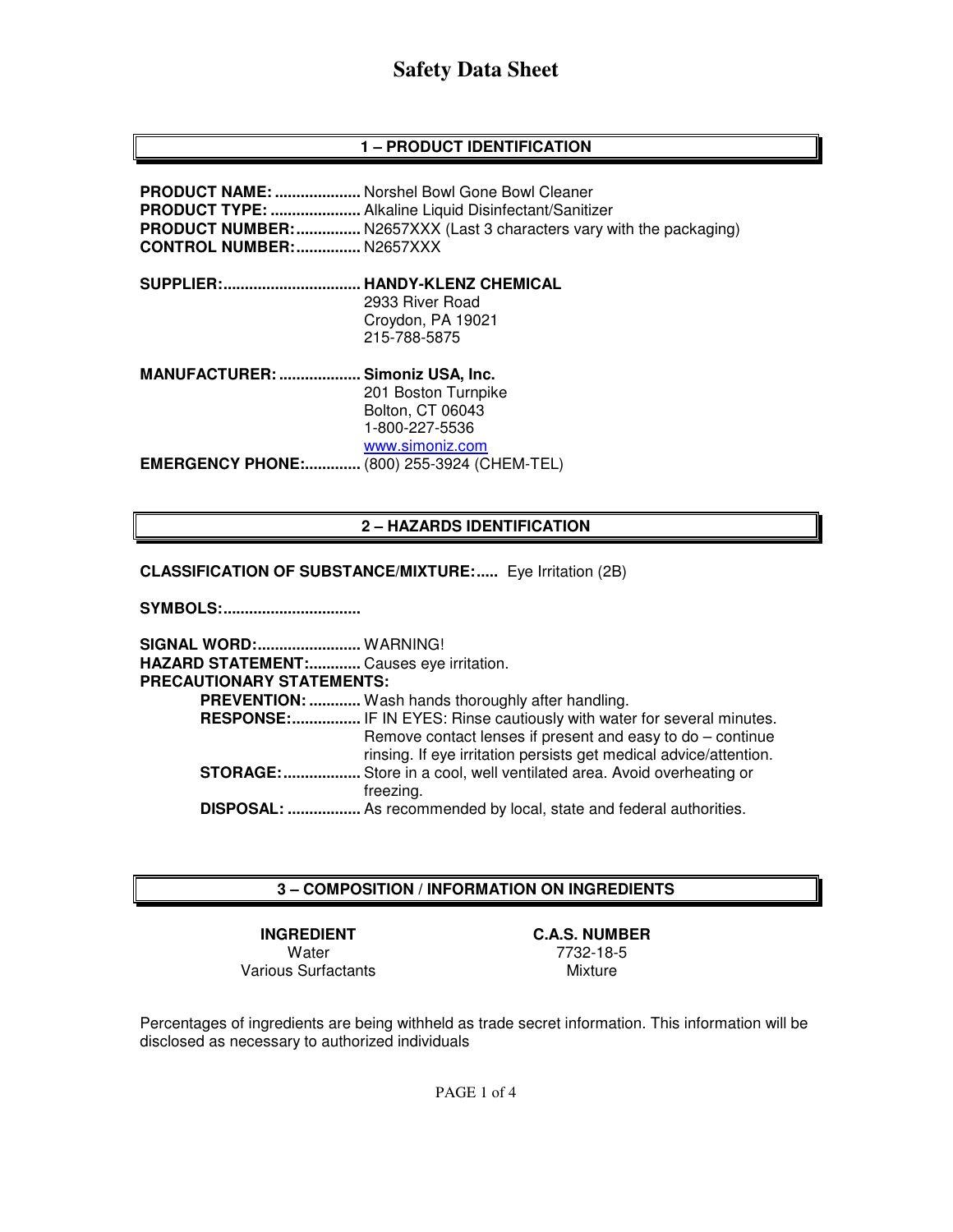# Safety Data Sheet

## 1 – PRODUCT IDENTIFICATION

**PRODUCT NAME:** .................... Norshel Bowl Gone Bowl Cleaner
**PRODUCT TYPE:** ..................... Alkaline Liquid Disinfectant/Sanitizer
**PRODUCT NUMBER:** ............... N2657XXX (Last 3 characters vary with the packaging)
**CONTROL NUMBER:** ............... N2657XXX

**SUPPLIER:** ................................ **HANDY-KLENZ CHEMICAL**
2933 River Road
Croydon, PA 19021
215-788-5875

**MANUFACTURER:** ................... **Simoniz USA, Inc.**
201 Boston Turnpike
Bolton, CT 06043
1-800-227-5536
www.simoniz.com

**EMERGENCY PHONE:** ............. (800) 255-3924 (CHEM-TEL)

## 2 – HAZARDS IDENTIFICATION

**CLASSIFICATION OF SUBSTANCE/MIXTURE:** ..... Eye Irritation (2B)

**SYMBOLS:** ................................

**SIGNAL WORD:** ........................ WARNING!
**HAZARD STATEMENT:** ............ Causes eye irritation.
**PRECAUTIONARY STATEMENTS:**

- **PREVENTION:** ............ Wash hands thoroughly after handling.
- **RESPONSE:** ................ IF IN EYES: Rinse cautiously with water for several minutes. Remove contact lenses if present and easy to do – continue rinsing. If eye irritation persists get medical advice/attention.
- **STORAGE:** .................. Store in a cool, well ventilated area. Avoid overheating or freezing.
- **DISPOSAL:** ................. As recommended by local, state and federal authorities.

## 3 – COMPOSITION / INFORMATION ON INGREDIENTS

| INGREDIENT | C.A.S. NUMBER |
|---|---|
| Water | 7732-18-5 |
| Various Surfactants | Mixture |

Percentages of ingredients are being withheld as trade secret information. This information will be disclosed as necessary to authorized individuals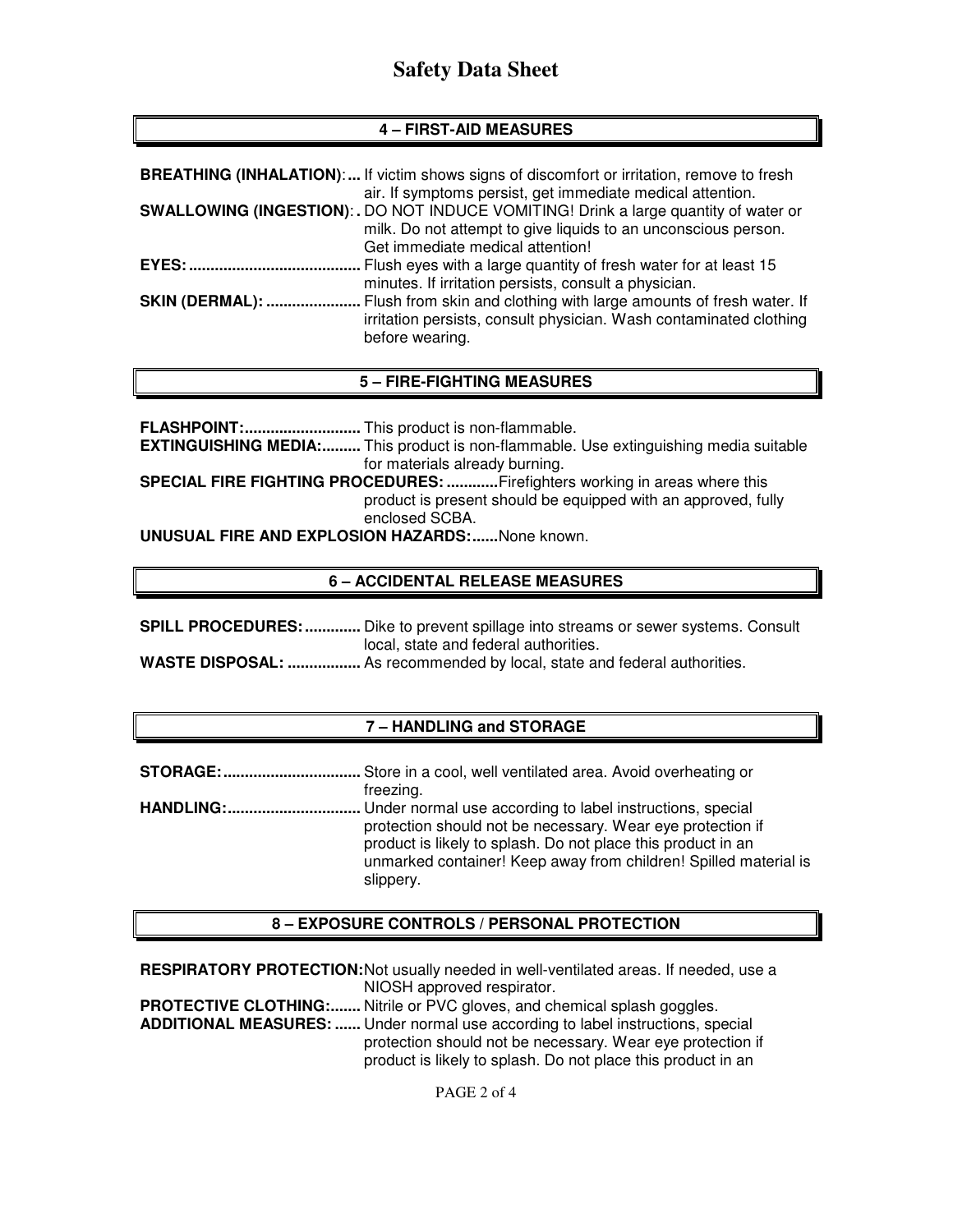## 4 – FIRST-AID MEASURES

**BREATHING (INHALATION):** If victim shows signs of discomfort or irritation, remove to fresh air. If symptoms persist, get immediate medical attention.

**SWALLOWING (INGESTION):** DO NOT INDUCE VOMITING! Drink a large quantity of water or milk. Do not attempt to give liquids to an unconscious person. Get immediate medical attention!

**EYES:** Flush eyes with a large quantity of fresh water for at least 15 minutes. If irritation persists, consult a physician.

**SKIN (DERMAL):** Flush from skin and clothing with large amounts of fresh water. If irritation persists, consult physician. Wash contaminated clothing before wearing.

## 5 – FIRE-FIGHTING MEASURES

**FLASHPOINT:** This product is non-flammable.

**EXTINGUISHING MEDIA:** This product is non-flammable. Use extinguishing media suitable for materials already burning.

**SPECIAL FIRE FIGHTING PROCEDURES:** Firefighters working in areas where this product is present should be equipped with an approved, fully enclosed SCBA.

**UNUSUAL FIRE AND EXPLOSION HAZARDS:** None known.

## 6 – ACCIDENTAL RELEASE MEASURES

**SPILL PROCEDURES:** Dike to prevent spillage into streams or sewer systems. Consult local, state and federal authorities.

**WASTE DISPOSAL:** As recommended by local, state and federal authorities.

## 7 – HANDLING and STORAGE

**STORAGE:** Store in a cool, well ventilated area. Avoid overheating or freezing.

**HANDLING:** Under normal use according to label instructions, special protection should not be necessary. Wear eye protection if product is likely to splash. Do not place this product in an unmarked container! Keep away from children! Spilled material is slippery.

## 8 – EXPOSURE CONTROLS / PERSONAL PROTECTION

**RESPIRATORY PROTECTION:** Not usually needed in well-ventilated areas. If needed, use a NIOSH approved respirator.

**PROTECTIVE CLOTHING:** Nitrile or PVC gloves, and chemical splash goggles.

**ADDITIONAL MEASURES:** Under normal use according to label instructions, special protection should not be necessary. Wear eye protection if product is likely to splash. Do not place this product in an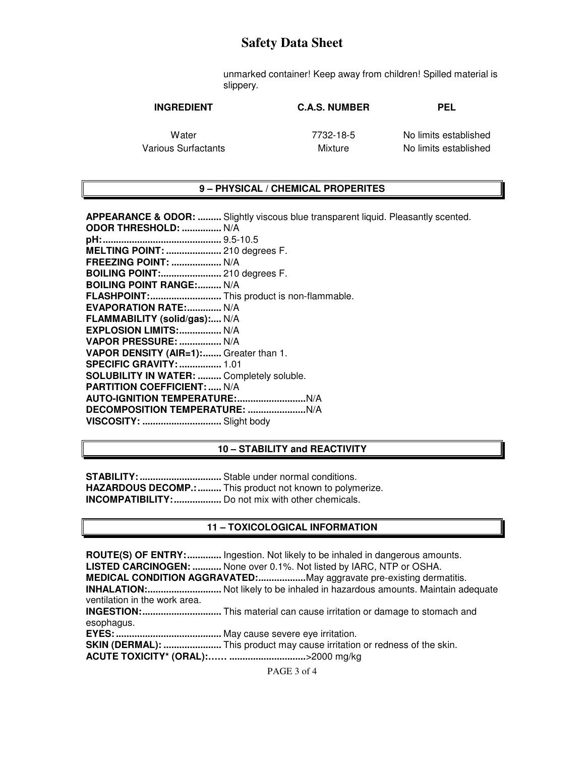unmarked container! Keep away from children! Spilled material is slippery.

| INGREDIENT | C.A.S. NUMBER | PEL |
|---|---|---|
| Water | 7732-18-5 | No limits established |
| Various Surfactants | Mixture | No limits established |

## 9 – PHYSICAL / CHEMICAL PROPERITES

**APPEARANCE & ODOR:** ......... Slightly viscous blue transparent liquid. Pleasantly scented.
**ODOR THRESHOLD:** ............... N/A
**pH:**............................................ 9.5-10.5
**MELTING POINT:** ..................... 210 degrees F.
**FREEZING POINT:** ................... N/A
**BOILING POINT:**....................... 210 degrees F.
**BOILING POINT RANGE:**......... N/A
**FLASHPOINT:**........................... This product is non-flammable.
**EVAPORATION RATE:**............. N/A
**FLAMMABILITY (solid/gas):**.... N/A
**EXPLOSION LIMITS:**................ N/A
**VAPOR PRESSURE:** ................ N/A
**VAPOR DENSITY (AIR=1):**....... Greater than 1.
**SPECIFIC GRAVITY:** ................ 1.01
**SOLUBILITY IN WATER:** ......... Completely soluble.
**PARTITION COEFFICIENT:** ..... N/A
**AUTO-IGNITION TEMPERATURE:**..........................N/A
**DECOMPOSITION TEMPERATURE:** ......................N/A
**VISCOSITY:** .............................. Slight body

## 10 – STABILITY and REACTIVITY

**STABILITY:**............................... Stable under normal conditions.
**HAZARDOUS DECOMP.:**......... This product not known to polymerize.
**INCOMPATIBILITY:**.................. Do not mix with other chemicals.

## 11 – TOXICOLOGICAL INFORMATION

**ROUTE(S) OF ENTRY:**............. Ingestion. Not likely to be inhaled in dangerous amounts.
**LISTED CARCINOGEN:** ........... None over 0.1%. Not listed by IARC, NTP or OSHA.
**MEDICAL CONDITION AGGRAVATED:**..................May aggravate pre-existing dermatitis.
**INHALATION:**............................ Not likely to be inhaled in hazardous amounts. Maintain adequate ventilation in the work area.
**INGESTION:**.............................. This material can cause irritation or damage to stomach and esophagus.
**EYES:**........................................ May cause severe eye irritation.
**SKIN (DERMAL):** ...................... This product may cause irritation or redness of the skin.
**ACUTE TOXICITY* (ORAL):**…… ............................>2000 mg/kg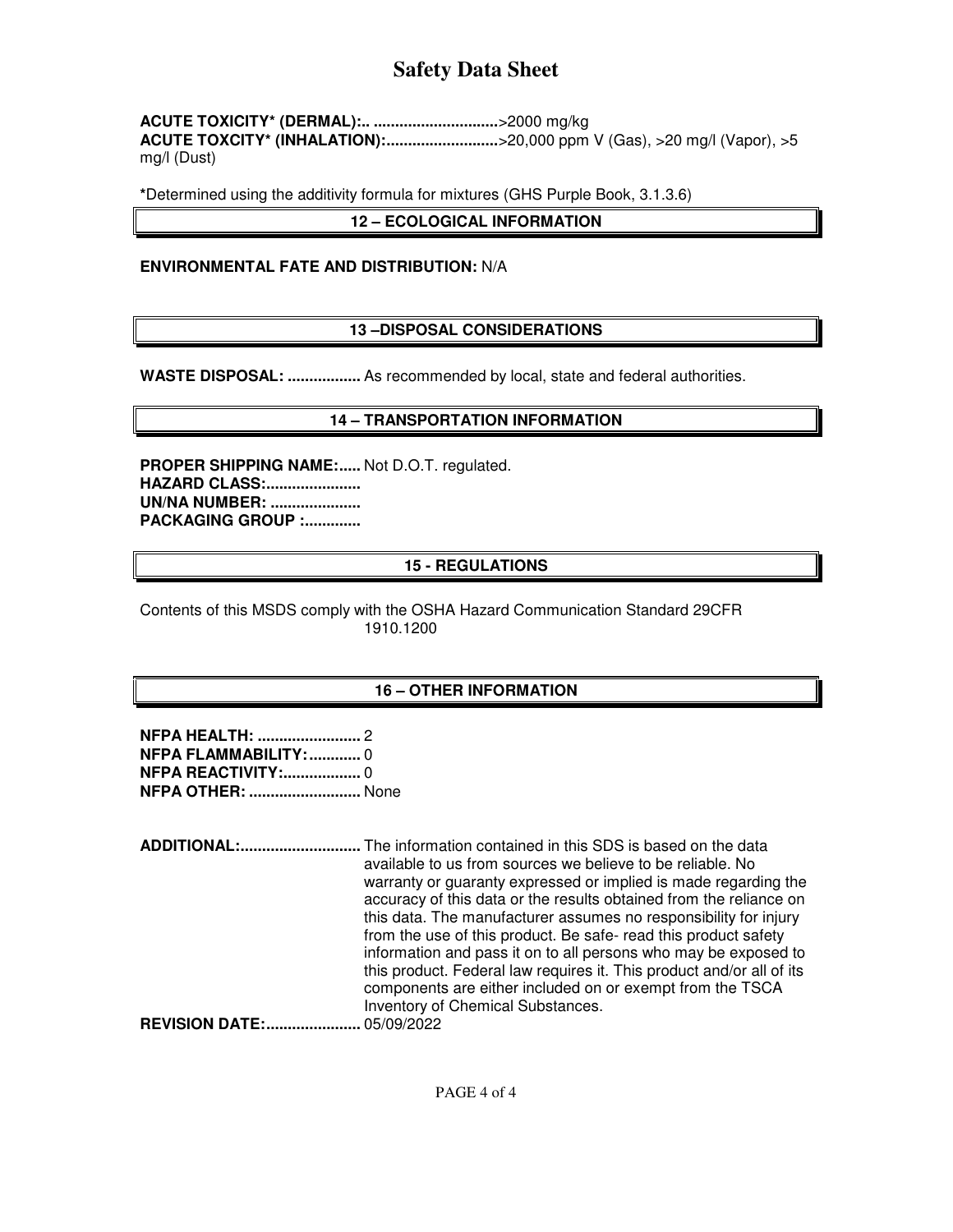**ACUTE TOXICITY* (DERMAL):.. .............................**>2000 mg/kg
**ACUTE TOXCITY* (INHALATION):.........................**>20,000 ppm V (Gas), >20 mg/l (Vapor), >5 mg/l (Dust)

***Determined using the additivity formula for mixtures (GHS Purple Book, 3.1.3.6)

## 12 – ECOLOGICAL INFORMATION

**ENVIRONMENTAL FATE AND DISTRIBUTION:** N/A

## 13 –DISPOSAL CONSIDERATIONS

**WASTE DISPOSAL: .................** As recommended by local, state and federal authorities.

## 14 – TRANSPORTATION INFORMATION

**PROPER SHIPPING NAME:.....** Not D.O.T. regulated.
**HAZARD CLASS:......................**
**UN/NA NUMBER: .....................**
**PACKAGING GROUP :.............**

## 15 - REGULATIONS

Contents of this MSDS comply with the OSHA Hazard Communication Standard 29CFR 1910.1200

## 16 – OTHER INFORMATION

**NFPA HEALTH: ........................** 2
**NFPA FLAMMABILITY:............** 0
**NFPA REACTIVITY:..................** 0
**NFPA OTHER: ..........................** None

**ADDITIONAL:............................** The information contained in this SDS is based on the data available to us from sources we believe to be reliable. No warranty or guaranty expressed or implied is made regarding the accuracy of this data or the results obtained from the reliance on this data. The manufacturer assumes no responsibility for injury from the use of this product. Be safe- read this product safety information and pass it on to all persons who may be exposed to this product. Federal law requires it. This product and/or all of its components are either included on or exempt from the TSCA Inventory of Chemical Substances.
**REVISION DATE:......................** 05/09/2022